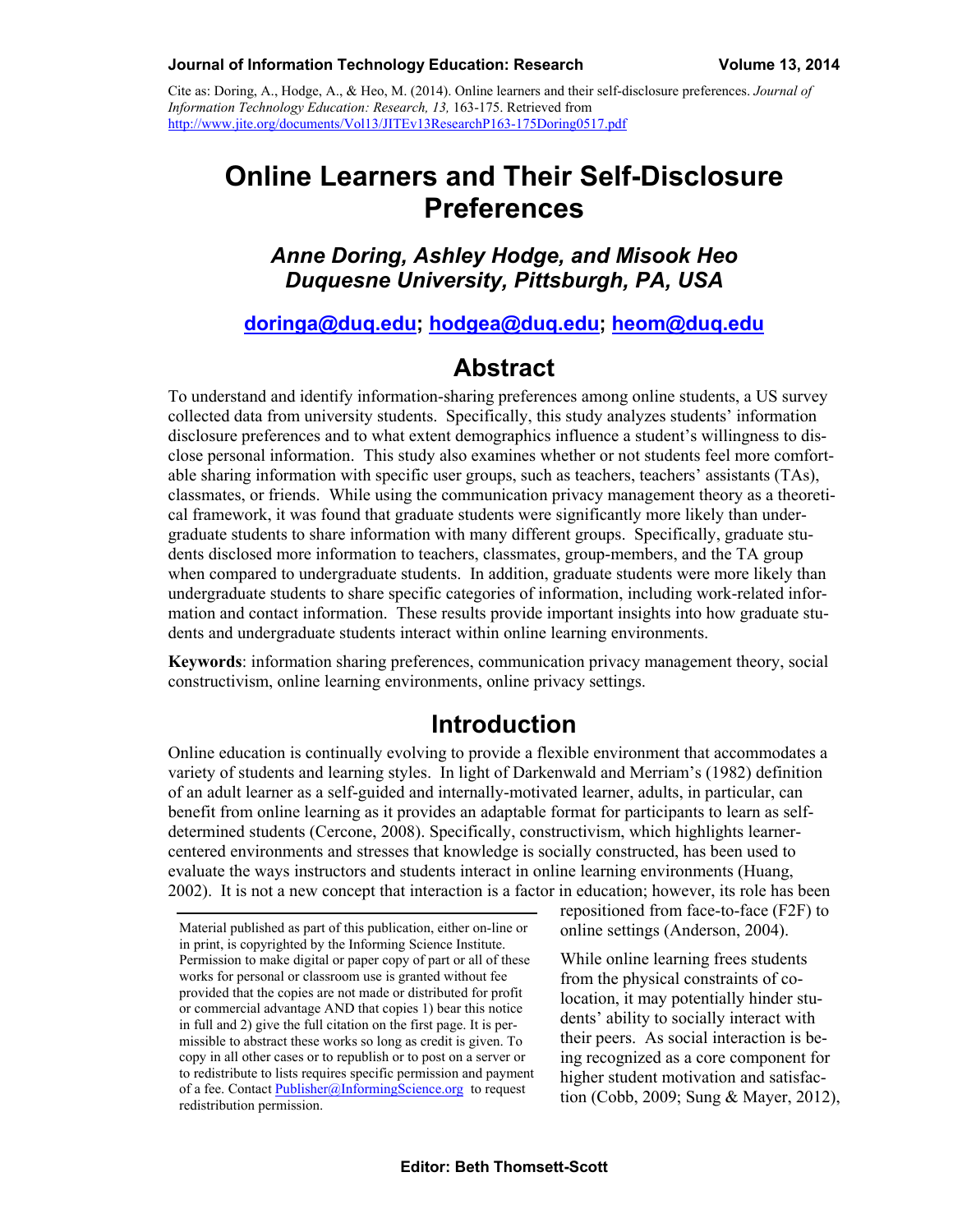Cite as: Doring, A., Hodge, A., & Heo, M. (2014). Online learners and their self-disclosure preferences. *Journal of Information Technology Education: Research, 13,* 163-175. Retrieved from http://www.jite.org/documents/Vol13/JITEv13ResearchP163-175Doring0517.pdf

# Online Learners and Their Self-Disclosure Preferences

## *Anne Doring, Ashley Hodge, and Misook Heo*
## *Duquesne University, Pittsburgh, PA, USA*

**doringa@duq.edu; hodgea@duq.edu; heom@duq.edu**

## Abstract

To understand and identify information-sharing preferences among online students, a US survey collected data from university students. Specifically, this study analyzes students' information disclosure preferences and to what extent demographics influence a student's willingness to disclose personal information. This study also examines whether or not students feel more comfortable sharing information with specific user groups, such as teachers, teachers' assistants (TAs), classmates, or friends. While using the communication privacy management theory as a theoretical framework, it was found that graduate students were significantly more likely than undergraduate students to share information with many different groups. Specifically, graduate students disclosed more information to teachers, classmates, group-members, and the TA group when compared to undergraduate students. In addition, graduate students were more likely than undergraduate students to share specific categories of information, including work-related information and contact information. These results provide important insights into how graduate students and undergraduate students interact within online learning environments.

**Keywords**: information sharing preferences, communication privacy management theory, social constructivism, online learning environments, online privacy settings.

## Introduction

Online education is continually evolving to provide a flexible environment that accommodates a variety of students and learning styles. In light of Darkenwald and Merriam's (1982) definition of an adult learner as a self-guided and internally-motivated learner, adults, in particular, can benefit from online learning as it provides an adaptable format for participants to learn as self-determined students (Cercone, 2008). Specifically, constructivism, which highlights learner-centered environments and stresses that knowledge is socially constructed, has been used to evaluate the ways instructors and students interact in online learning environments (Huang, 2002). It is not a new concept that interaction is a factor in education; however, its role has been repositioned from face-to-face (F2F) to online settings (Anderson, 2004).

While online learning frees students from the physical constraints of co-location, it may potentially hinder students' ability to socially interact with their peers. As social interaction is being recognized as a core component for higher student motivation and satisfaction (Cobb, 2009; Sung & Mayer, 2012),

Material published as part of this publication, either on-line or in print, is copyrighted by the Informing Science Institute. Permission to make digital or paper copy of part or all of these works for personal or classroom use is granted without fee provided that the copies are not made or distributed for profit or commercial advantage AND that copies 1) bear this notice in full and 2) give the full citation on the first page. It is permissible to abstract these works so long as credit is given. To copy in all other cases or to republish or to post on a server or to redistribute to lists requires specific permission and payment of a fee. Contact Publisher@InformingScience.org to request redistribution permission.

Editor: Beth Thomsett-Scott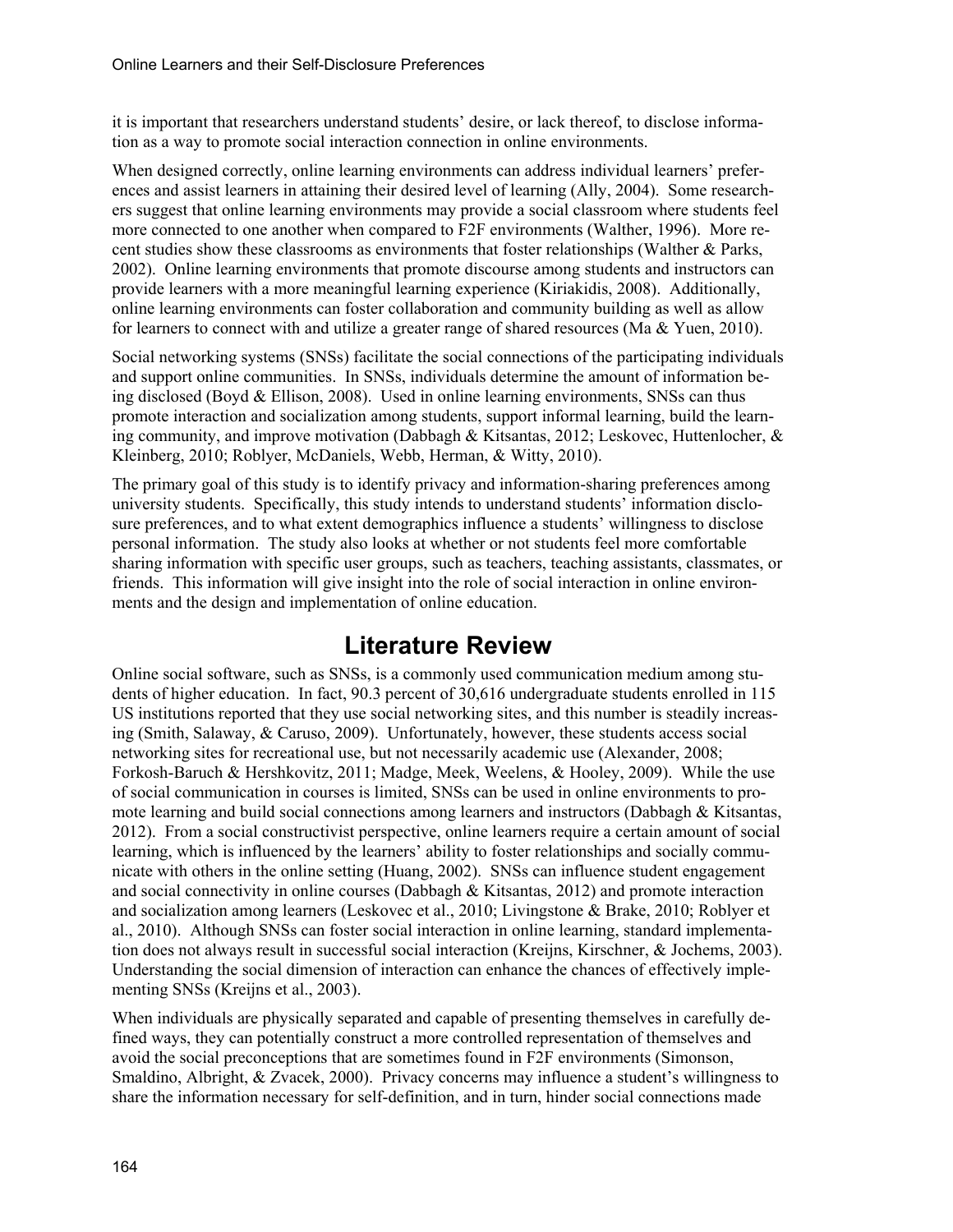it is important that researchers understand students' desire, or lack thereof, to disclose information as a way to promote social interaction connection in online environments.

When designed correctly, online learning environments can address individual learners' preferences and assist learners in attaining their desired level of learning (Ally, 2004). Some researchers suggest that online learning environments may provide a social classroom where students feel more connected to one another when compared to F2F environments (Walther, 1996). More recent studies show these classrooms as environments that foster relationships (Walther & Parks, 2002). Online learning environments that promote discourse among students and instructors can provide learners with a more meaningful learning experience (Kiriakidis, 2008). Additionally, online learning environments can foster collaboration and community building as well as allow for learners to connect with and utilize a greater range of shared resources (Ma & Yuen, 2010).

Social networking systems (SNSs) facilitate the social connections of the participating individuals and support online communities. In SNSs, individuals determine the amount of information being disclosed (Boyd & Ellison, 2008). Used in online learning environments, SNSs can thus promote interaction and socialization among students, support informal learning, build the learning community, and improve motivation (Dabbagh & Kitsantas, 2012; Leskovec, Huttenlocher, & Kleinberg, 2010; Roblyer, McDaniels, Webb, Herman, & Witty, 2010).

The primary goal of this study is to identify privacy and information-sharing preferences among university students. Specifically, this study intends to understand students' information disclosure preferences, and to what extent demographics influence a students' willingness to disclose personal information. The study also looks at whether or not students feel more comfortable sharing information with specific user groups, such as teachers, teaching assistants, classmates, or friends. This information will give insight into the role of social interaction in online environments and the design and implementation of online education.

# Literature Review

Online social software, such as SNSs, is a commonly used communication medium among students of higher education. In fact, 90.3 percent of 30,616 undergraduate students enrolled in 115 US institutions reported that they use social networking sites, and this number is steadily increasing (Smith, Salaway, & Caruso, 2009). Unfortunately, however, these students access social networking sites for recreational use, but not necessarily academic use (Alexander, 2008; Forkosh-Baruch & Hershkovitz, 2011; Madge, Meek, Weelens, & Hooley, 2009). While the use of social communication in courses is limited, SNSs can be used in online environments to promote learning and build social connections among learners and instructors (Dabbagh & Kitsantas, 2012). From a social constructivist perspective, online learners require a certain amount of social learning, which is influenced by the learners' ability to foster relationships and socially communicate with others in the online setting (Huang, 2002). SNSs can influence student engagement and social connectivity in online courses (Dabbagh & Kitsantas, 2012) and promote interaction and socialization among learners (Leskovec et al., 2010; Livingstone & Brake, 2010; Roblyer et al., 2010). Although SNSs can foster social interaction in online learning, standard implementation does not always result in successful social interaction (Kreijns, Kirschner, & Jochems, 2003). Understanding the social dimension of interaction can enhance the chances of effectively implementing SNSs (Kreijns et al., 2003).

When individuals are physically separated and capable of presenting themselves in carefully defined ways, they can potentially construct a more controlled representation of themselves and avoid the social preconceptions that are sometimes found in F2F environments (Simonson, Smaldino, Albright, & Zvacek, 2000). Privacy concerns may influence a student's willingness to share the information necessary for self-definition, and in turn, hinder social connections made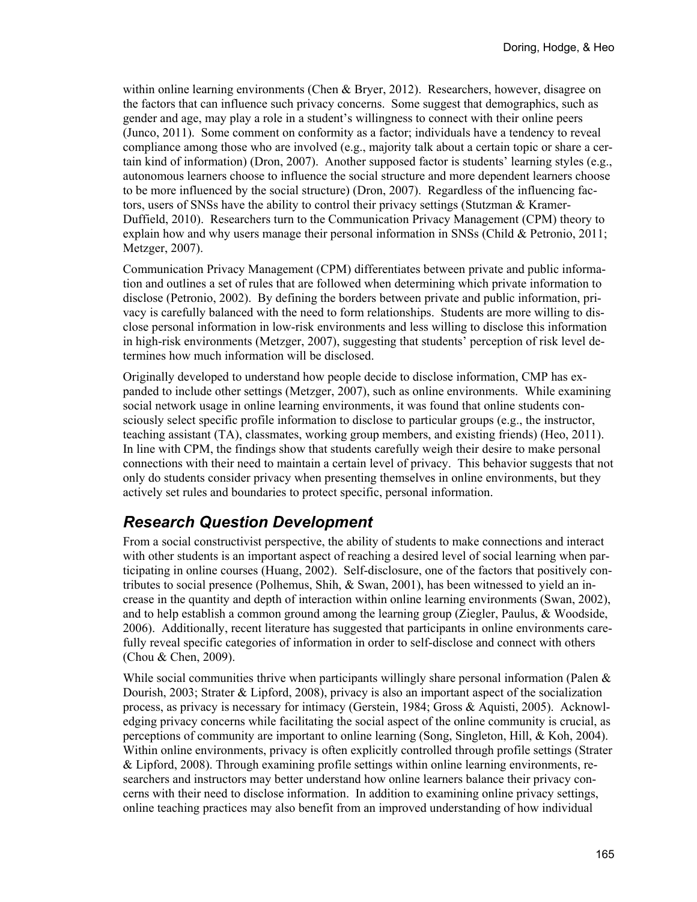within online learning environments (Chen & Bryer, 2012). Researchers, however, disagree on the factors that can influence such privacy concerns. Some suggest that demographics, such as gender and age, may play a role in a student's willingness to connect with their online peers (Junco, 2011). Some comment on conformity as a factor; individuals have a tendency to reveal compliance among those who are involved (e.g., majority talk about a certain topic or share a certain kind of information) (Dron, 2007). Another supposed factor is students' learning styles (e.g., autonomous learners choose to influence the social structure and more dependent learners choose to be more influenced by the social structure) (Dron, 2007). Regardless of the influencing factors, users of SNSs have the ability to control their privacy settings (Stutzman & Kramer-Duffield, 2010). Researchers turn to the Communication Privacy Management (CPM) theory to explain how and why users manage their personal information in SNSs (Child & Petronio, 2011; Metzger, 2007).

Communication Privacy Management (CPM) differentiates between private and public information and outlines a set of rules that are followed when determining which private information to disclose (Petronio, 2002). By defining the borders between private and public information, privacy is carefully balanced with the need to form relationships. Students are more willing to disclose personal information in low-risk environments and less willing to disclose this information in high-risk environments (Metzger, 2007), suggesting that students' perception of risk level determines how much information will be disclosed.

Originally developed to understand how people decide to disclose information, CMP has expanded to include other settings (Metzger, 2007), such as online environments. While examining social network usage in online learning environments, it was found that online students consciously select specific profile information to disclose to particular groups (e.g., the instructor, teaching assistant (TA), classmates, working group members, and existing friends) (Heo, 2011). In line with CPM, the findings show that students carefully weigh their desire to make personal connections with their need to maintain a certain level of privacy. This behavior suggests that not only do students consider privacy when presenting themselves in online environments, but they actively set rules and boundaries to protect specific, personal information.

## *Research Question Development*

From a social constructivist perspective, the ability of students to make connections and interact with other students is an important aspect of reaching a desired level of social learning when participating in online courses (Huang, 2002). Self-disclosure, one of the factors that positively contributes to social presence (Polhemus, Shih, & Swan, 2001), has been witnessed to yield an increase in the quantity and depth of interaction within online learning environments (Swan, 2002), and to help establish a common ground among the learning group (Ziegler, Paulus, & Woodside, 2006). Additionally, recent literature has suggested that participants in online environments carefully reveal specific categories of information in order to self-disclose and connect with others (Chou & Chen, 2009).

While social communities thrive when participants willingly share personal information (Palen & Dourish, 2003; Strater & Lipford, 2008), privacy is also an important aspect of the socialization process, as privacy is necessary for intimacy (Gerstein, 1984; Gross & Aquisti, 2005). Acknowledging privacy concerns while facilitating the social aspect of the online community is crucial, as perceptions of community are important to online learning (Song, Singleton, Hill, & Koh, 2004). Within online environments, privacy is often explicitly controlled through profile settings (Strater & Lipford, 2008). Through examining profile settings within online learning environments, researchers and instructors may better understand how online learners balance their privacy concerns with their need to disclose information. In addition to examining online privacy settings, online teaching practices may also benefit from an improved understanding of how individual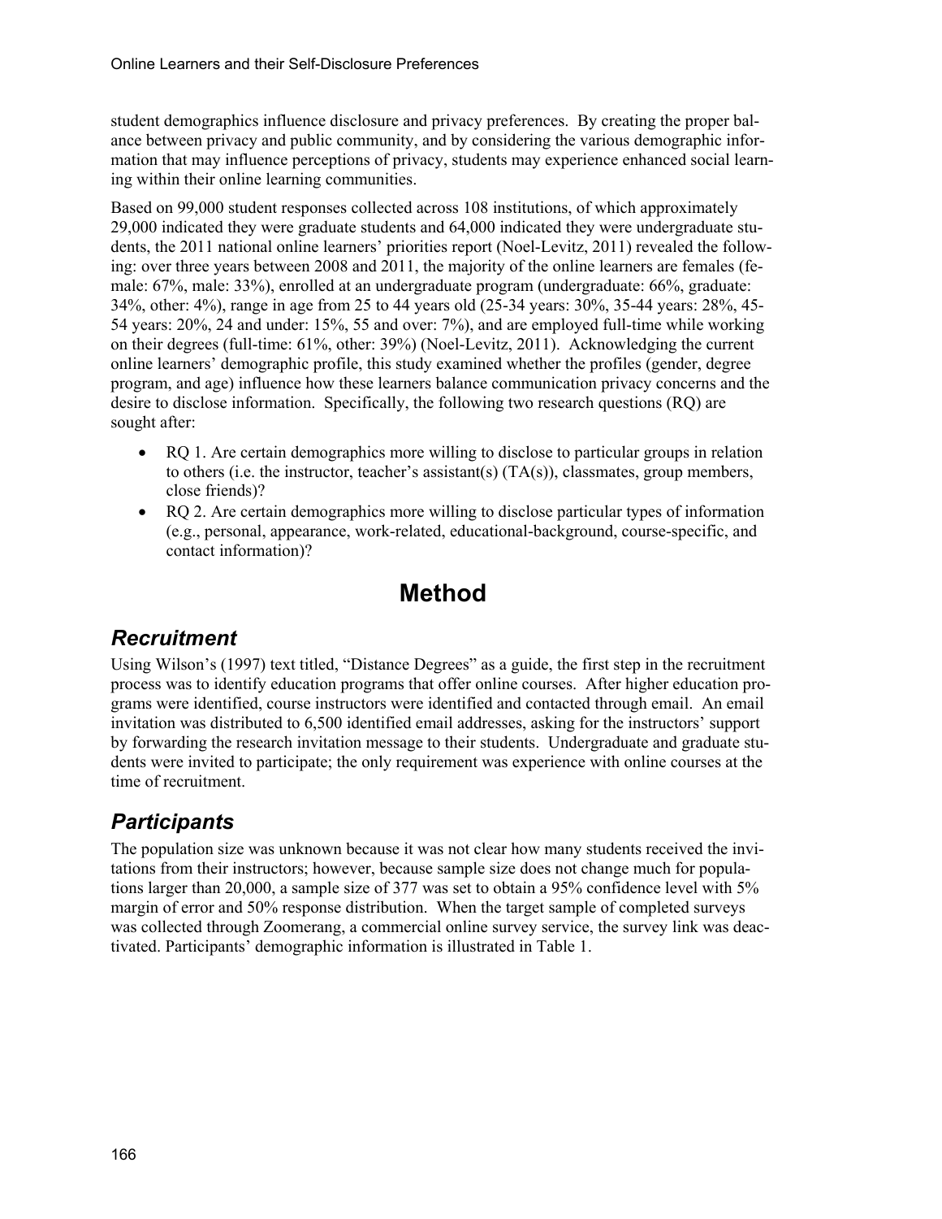student demographics influence disclosure and privacy preferences. By creating the proper balance between privacy and public community, and by considering the various demographic information that may influence perceptions of privacy, students may experience enhanced social learning within their online learning communities.

Based on 99,000 student responses collected across 108 institutions, of which approximately 29,000 indicated they were graduate students and 64,000 indicated they were undergraduate students, the 2011 national online learners' priorities report (Noel-Levitz, 2011) revealed the following: over three years between 2008 and 2011, the majority of the online learners are females (female: 67%, male: 33%), enrolled at an undergraduate program (undergraduate: 66%, graduate: 34%, other: 4%), range in age from 25 to 44 years old (25-34 years: 30%, 35-44 years: 28%, 45-54 years: 20%, 24 and under: 15%, 55 and over: 7%), and are employed full-time while working on their degrees (full-time: 61%, other: 39%) (Noel-Levitz, 2011). Acknowledging the current online learners' demographic profile, this study examined whether the profiles (gender, degree program, and age) influence how these learners balance communication privacy concerns and the desire to disclose information. Specifically, the following two research questions (RQ) are sought after:

- RQ 1. Are certain demographics more willing to disclose to particular groups in relation to others (i.e. the instructor, teacher's assistant(s) (TA(s)), classmates, group members, close friends)?
- RQ 2. Are certain demographics more willing to disclose particular types of information (e.g., personal, appearance, work-related, educational-background, course-specific, and contact information)?

# Method

## *Recruitment*

Using Wilson's (1997) text titled, "Distance Degrees" as a guide, the first step in the recruitment process was to identify education programs that offer online courses. After higher education programs were identified, course instructors were identified and contacted through email. An email invitation was distributed to 6,500 identified email addresses, asking for the instructors' support by forwarding the research invitation message to their students. Undergraduate and graduate students were invited to participate; the only requirement was experience with online courses at the time of recruitment.

## *Participants*

The population size was unknown because it was not clear how many students received the invitations from their instructors; however, because sample size does not change much for populations larger than 20,000, a sample size of 377 was set to obtain a 95% confidence level with 5% margin of error and 50% response distribution. When the target sample of completed surveys was collected through Zoomerang, a commercial online survey service, the survey link was deactivated. Participants' demographic information is illustrated in Table 1.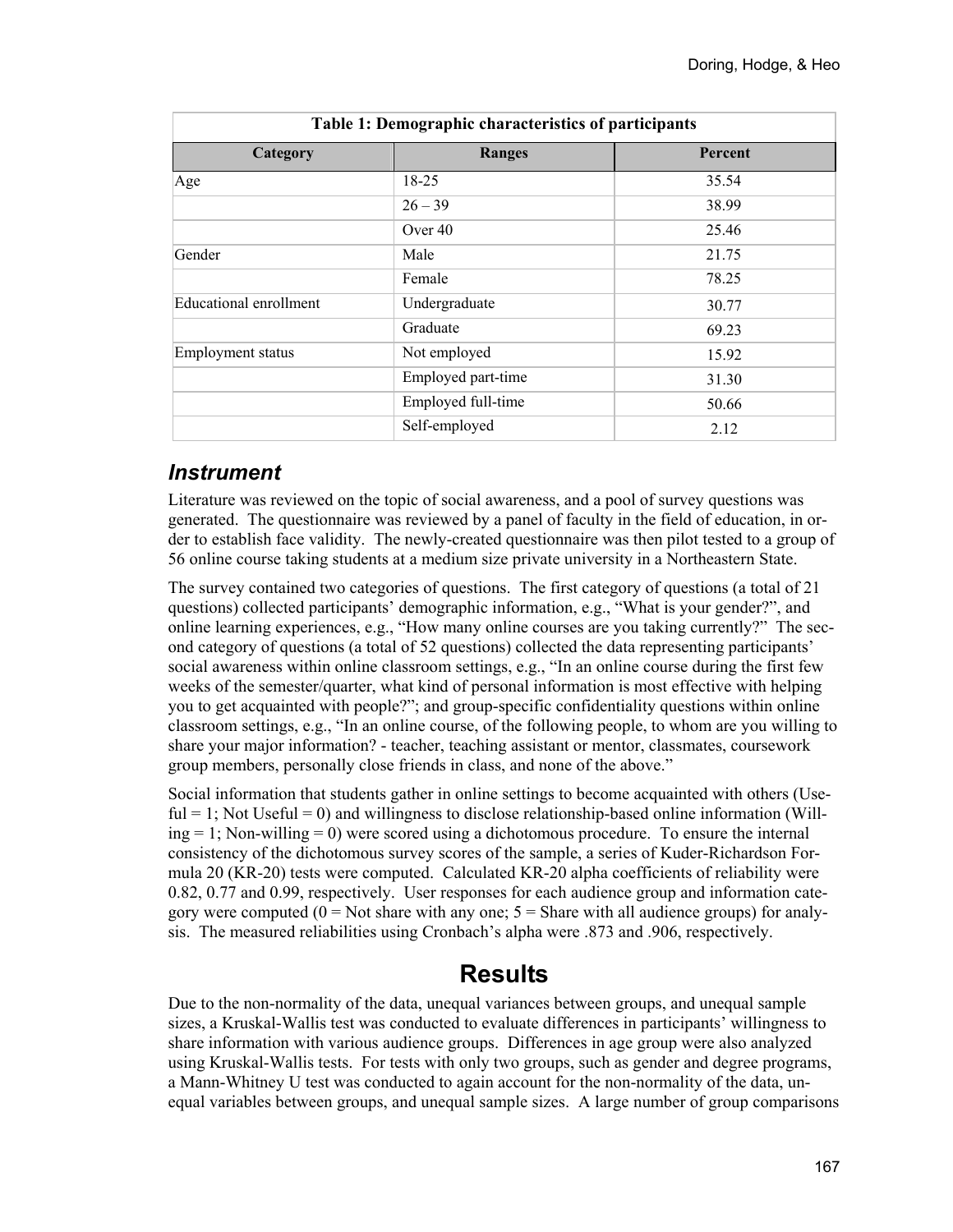**Table 1: Demographic characteristics of participants**

| Category | Ranges | Percent |
|---|---|---|
| Age | 18-25 | 35.54 |
| | 26 – 39 | 38.99 |
| | Over 40 | 25.46 |
| Gender | Male | 21.75 |
| | Female | 78.25 |
| Educational enrollment | Undergraduate | 30.77 |
| | Graduate | 69.23 |
| Employment status | Not employed | 15.92 |
| | Employed part-time | 31.30 |
| | Employed full-time | 50.66 |
| | Self-employed | 2.12 |

## *Instrument*

Literature was reviewed on the topic of social awareness, and a pool of survey questions was generated. The questionnaire was reviewed by a panel of faculty in the field of education, in order to establish face validity. The newly-created questionnaire was then pilot tested to a group of 56 online course taking students at a medium size private university in a Northeastern State.

The survey contained two categories of questions. The first category of questions (a total of 21 questions) collected participants' demographic information, e.g., "What is your gender?", and online learning experiences, e.g., "How many online courses are you taking currently?" The second category of questions (a total of 52 questions) collected the data representing participants' social awareness within online classroom settings, e.g., "In an online course during the first few weeks of the semester/quarter, what kind of personal information is most effective with helping you to get acquainted with people?"; and group-specific confidentiality questions within online classroom settings, e.g., "In an online course, of the following people, to whom are you willing to share your major information? - teacher, teaching assistant or mentor, classmates, coursework group members, personally close friends in class, and none of the above."

Social information that students gather in online settings to become acquainted with others (Useful = 1; Not Useful = 0) and willingness to disclose relationship-based online information (Willing = 1; Non-willing = 0) were scored using a dichotomous procedure. To ensure the internal consistency of the dichotomous survey scores of the sample, a series of Kuder-Richardson Formula 20 (KR-20) tests were computed. Calculated KR-20 alpha coefficients of reliability were 0.82, 0.77 and 0.99, respectively. User responses for each audience group and information category were computed (0 = Not share with any one; 5 = Share with all audience groups) for analysis. The measured reliabilities using Cronbach's alpha were .873 and .906, respectively.

# Results

Due to the non-normality of the data, unequal variances between groups, and unequal sample sizes, a Kruskal-Wallis test was conducted to evaluate differences in participants' willingness to share information with various audience groups. Differences in age group were also analyzed using Kruskal-Wallis tests. For tests with only two groups, such as gender and degree programs, a Mann-Whitney U test was conducted to again account for the non-normality of the data, unequal variables between groups, and unequal sample sizes. A large number of group comparisons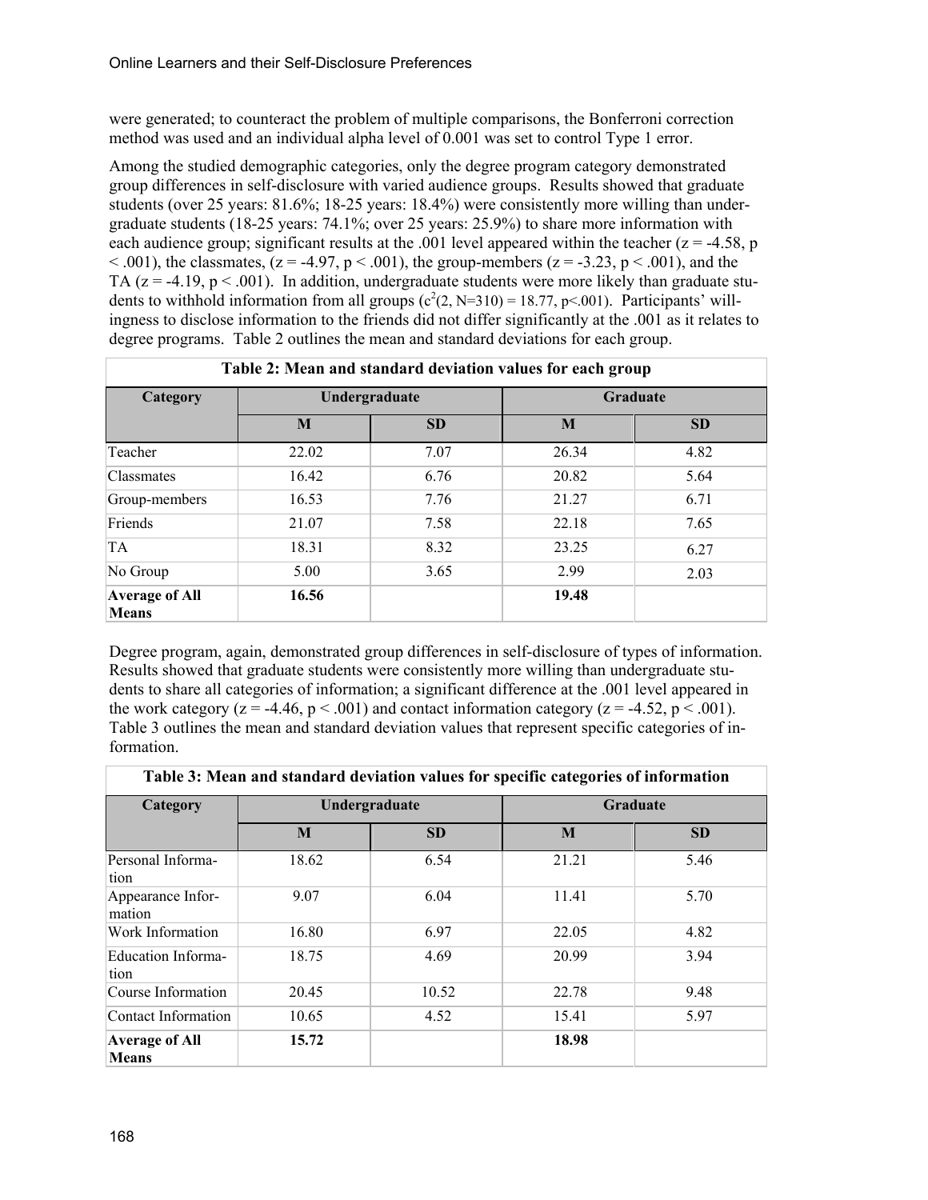were generated; to counteract the problem of multiple comparisons, the Bonferroni correction method was used and an individual alpha level of 0.001 was set to control Type 1 error.

Among the studied demographic categories, only the degree program category demonstrated group differences in self-disclosure with varied audience groups. Results showed that graduate students (over 25 years: 81.6%; 18-25 years: 18.4%) were consistently more willing than undergraduate students (18-25 years: 74.1%; over 25 years: 25.9%) to share more information with each audience group; significant results at the .001 level appeared within the teacher ($z = -4.58$, $p < .001$), the classmates, ($z = -4.97$, $p < .001$), the group-members ($z = -3.23$, $p < .001$), and the TA ($z = -4.19$, $p < .001$). In addition, undergraduate students were more likely than graduate students to withhold information from all groups ($c^2(2, N=310) = 18.77$, $p<.001$). Participants' willingness to disclose information to the friends did not differ significantly at the .001 as it relates to degree programs. Table 2 outlines the mean and standard deviations for each group.

**Table 2: Mean and standard deviation values for each group**

| Category | Undergraduate | | Graduate | |
|---|---|---|---|---|
| | M | SD | M | SD |
| Teacher | 22.02 | 7.07 | 26.34 | 4.82 |
| Classmates | 16.42 | 6.76 | 20.82 | 5.64 |
| Group-members | 16.53 | 7.76 | 21.27 | 6.71 |
| Friends | 21.07 | 7.58 | 22.18 | 7.65 |
| TA | 18.31 | 8.32 | 23.25 | 6.27 |
| No Group | 5.00 | 3.65 | 2.99 | 2.03 |
| **Average of All Means** | **16.56** | | **19.48** | |

Degree program, again, demonstrated group differences in self-disclosure of types of information. Results showed that graduate students were consistently more willing than undergraduate students to share all categories of information; a significant difference at the .001 level appeared in the work category ($z = -4.46$, $p < .001$) and contact information category ($z = -4.52$, $p < .001$). Table 3 outlines the mean and standard deviation values that represent specific categories of information.

**Table 3: Mean and standard deviation values for specific categories of information**

| Category | Undergraduate | | Graduate | |
|---|---|---|---|---|
| | M | SD | M | SD |
| Personal Information | 18.62 | 6.54 | 21.21 | 5.46 |
| Appearance Information | 9.07 | 6.04 | 11.41 | 5.70 |
| Work Information | 16.80 | 6.97 | 22.05 | 4.82 |
| Education Information | 18.75 | 4.69 | 20.99 | 3.94 |
| Course Information | 20.45 | 10.52 | 22.78 | 9.48 |
| Contact Information | 10.65 | 4.52 | 15.41 | 5.97 |
| **Average of All Means** | **15.72** | | **18.98** | |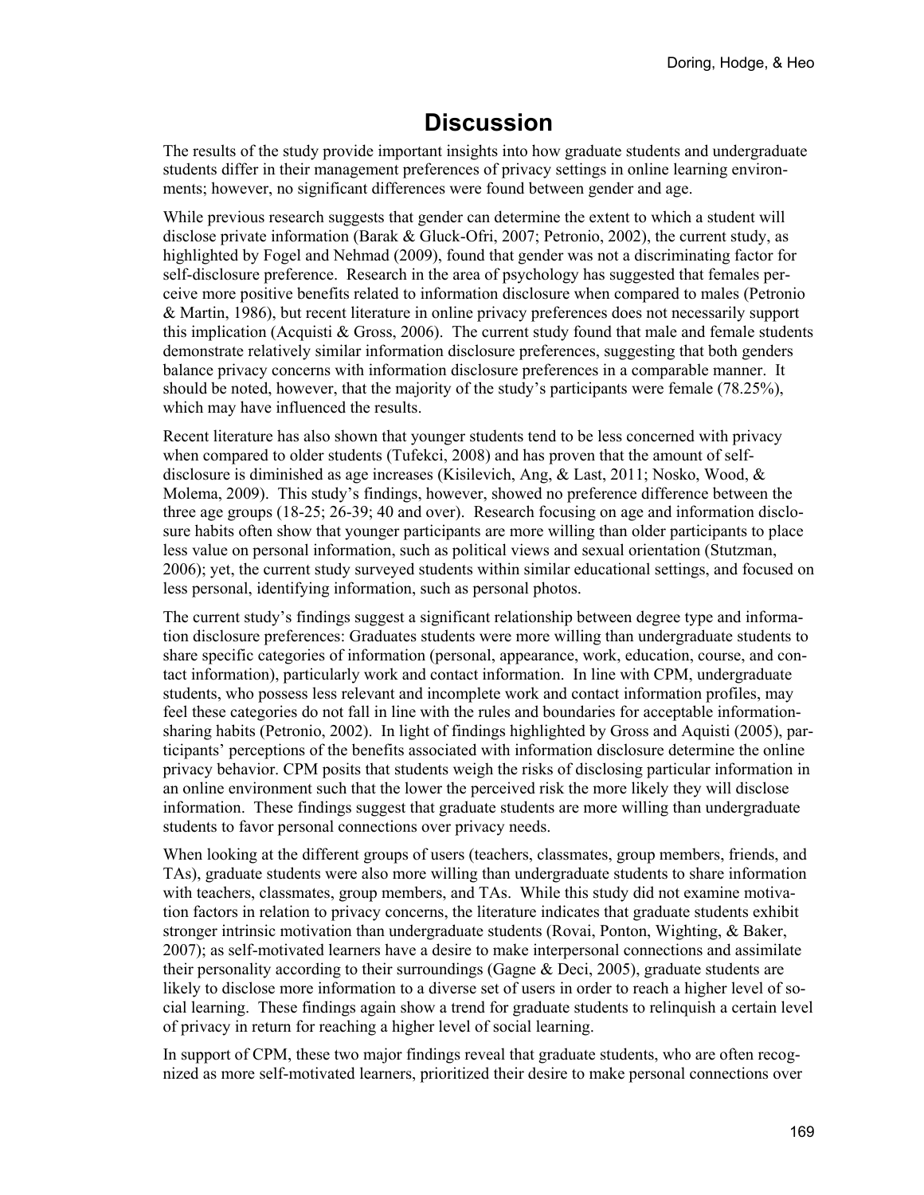# Discussion

The results of the study provide important insights into how graduate students and undergraduate students differ in their management preferences of privacy settings in online learning environments; however, no significant differences were found between gender and age.

While previous research suggests that gender can determine the extent to which a student will disclose private information (Barak & Gluck-Ofri, 2007; Petronio, 2002), the current study, as highlighted by Fogel and Nehmad (2009), found that gender was not a discriminating factor for self-disclosure preference. Research in the area of psychology has suggested that females perceive more positive benefits related to information disclosure when compared to males (Petronio & Martin, 1986), but recent literature in online privacy preferences does not necessarily support this implication (Acquisti & Gross, 2006). The current study found that male and female students demonstrate relatively similar information disclosure preferences, suggesting that both genders balance privacy concerns with information disclosure preferences in a comparable manner. It should be noted, however, that the majority of the study's participants were female (78.25%), which may have influenced the results.

Recent literature has also shown that younger students tend to be less concerned with privacy when compared to older students (Tufekci, 2008) and has proven that the amount of self-disclosure is diminished as age increases (Kisilevich, Ang, & Last, 2011; Nosko, Wood, & Molema, 2009). This study's findings, however, showed no preference difference between the three age groups (18-25; 26-39; 40 and over). Research focusing on age and information disclosure habits often show that younger participants are more willing than older participants to place less value on personal information, such as political views and sexual orientation (Stutzman, 2006); yet, the current study surveyed students within similar educational settings, and focused on less personal, identifying information, such as personal photos.

The current study's findings suggest a significant relationship between degree type and information disclosure preferences: Graduates students were more willing than undergraduate students to share specific categories of information (personal, appearance, work, education, course, and contact information), particularly work and contact information. In line with CPM, undergraduate students, who possess less relevant and incomplete work and contact information profiles, may feel these categories do not fall in line with the rules and boundaries for acceptable information-sharing habits (Petronio, 2002). In light of findings highlighted by Gross and Aquisti (2005), participants' perceptions of the benefits associated with information disclosure determine the online privacy behavior. CPM posits that students weigh the risks of disclosing particular information in an online environment such that the lower the perceived risk the more likely they will disclose information. These findings suggest that graduate students are more willing than undergraduate students to favor personal connections over privacy needs.

When looking at the different groups of users (teachers, classmates, group members, friends, and TAs), graduate students were also more willing than undergraduate students to share information with teachers, classmates, group members, and TAs. While this study did not examine motivation factors in relation to privacy concerns, the literature indicates that graduate students exhibit stronger intrinsic motivation than undergraduate students (Rovai, Ponton, Wighting, & Baker, 2007); as self-motivated learners have a desire to make interpersonal connections and assimilate their personality according to their surroundings (Gagne & Deci, 2005), graduate students are likely to disclose more information to a diverse set of users in order to reach a higher level of social learning. These findings again show a trend for graduate students to relinquish a certain level of privacy in return for reaching a higher level of social learning.

In support of CPM, these two major findings reveal that graduate students, who are often recognized as more self-motivated learners, prioritized their desire to make personal connections over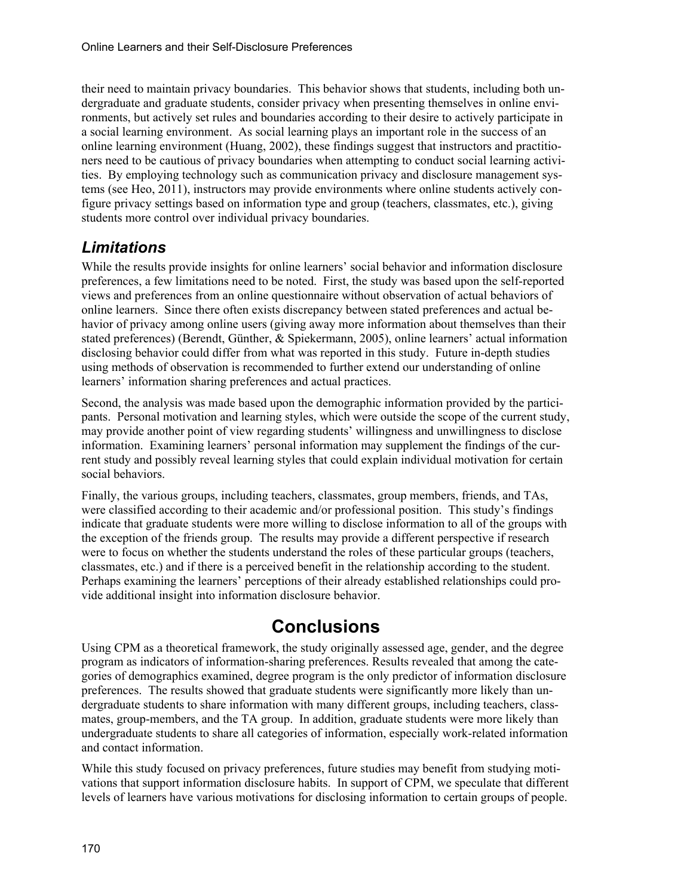their need to maintain privacy boundaries. This behavior shows that students, including both undergraduate and graduate students, consider privacy when presenting themselves in online environments, but actively set rules and boundaries according to their desire to actively participate in a social learning environment. As social learning plays an important role in the success of an online learning environment (Huang, 2002), these findings suggest that instructors and practitioners need to be cautious of privacy boundaries when attempting to conduct social learning activities. By employing technology such as communication privacy and disclosure management systems (see Heo, 2011), instructors may provide environments where online students actively configure privacy settings based on information type and group (teachers, classmates, etc.), giving students more control over individual privacy boundaries.

## *Limitations*

While the results provide insights for online learners' social behavior and information disclosure preferences, a few limitations need to be noted. First, the study was based upon the self-reported views and preferences from an online questionnaire without observation of actual behaviors of online learners. Since there often exists discrepancy between stated preferences and actual behavior of privacy among online users (giving away more information about themselves than their stated preferences) (Berendt, Günther, & Spiekermann, 2005), online learners' actual information disclosing behavior could differ from what was reported in this study. Future in-depth studies using methods of observation is recommended to further extend our understanding of online learners' information sharing preferences and actual practices.

Second, the analysis was made based upon the demographic information provided by the participants. Personal motivation and learning styles, which were outside the scope of the current study, may provide another point of view regarding students' willingness and unwillingness to disclose information. Examining learners' personal information may supplement the findings of the current study and possibly reveal learning styles that could explain individual motivation for certain social behaviors.

Finally, the various groups, including teachers, classmates, group members, friends, and TAs, were classified according to their academic and/or professional position. This study's findings indicate that graduate students were more willing to disclose information to all of the groups with the exception of the friends group. The results may provide a different perspective if research were to focus on whether the students understand the roles of these particular groups (teachers, classmates, etc.) and if there is a perceived benefit in the relationship according to the student. Perhaps examining the learners' perceptions of their already established relationships could provide additional insight into information disclosure behavior.

# Conclusions

Using CPM as a theoretical framework, the study originally assessed age, gender, and the degree program as indicators of information-sharing preferences. Results revealed that among the categories of demographics examined, degree program is the only predictor of information disclosure preferences. The results showed that graduate students were significantly more likely than undergraduate students to share information with many different groups, including teachers, classmates, group-members, and the TA group. In addition, graduate students were more likely than undergraduate students to share all categories of information, especially work-related information and contact information.

While this study focused on privacy preferences, future studies may benefit from studying motivations that support information disclosure habits. In support of CPM, we speculate that different levels of learners have various motivations for disclosing information to certain groups of people.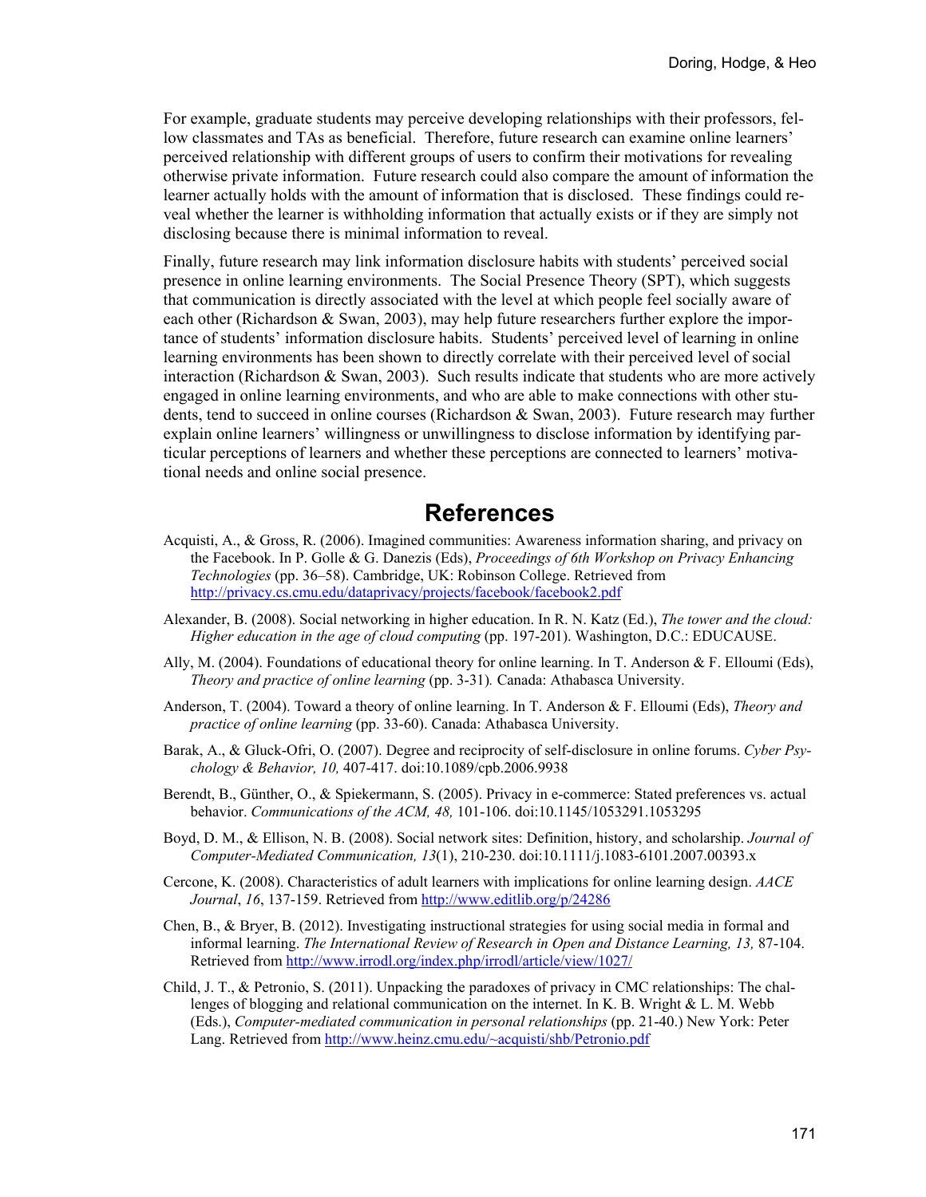For example, graduate students may perceive developing relationships with their professors, fellow classmates and TAs as beneficial. Therefore, future research can examine online learners' perceived relationship with different groups of users to confirm their motivations for revealing otherwise private information. Future research could also compare the amount of information the learner actually holds with the amount of information that is disclosed. These findings could reveal whether the learner is withholding information that actually exists or if they are simply not disclosing because there is minimal information to reveal.

Finally, future research may link information disclosure habits with students' perceived social presence in online learning environments. The Social Presence Theory (SPT), which suggests that communication is directly associated with the level at which people feel socially aware of each other (Richardson & Swan, 2003), may help future researchers further explore the importance of students' information disclosure habits. Students' perceived level of learning in online learning environments has been shown to directly correlate with their perceived level of social interaction (Richardson & Swan, 2003). Such results indicate that students who are more actively engaged in online learning environments, and who are able to make connections with other students, tend to succeed in online courses (Richardson & Swan, 2003). Future research may further explain online learners' willingness or unwillingness to disclose information by identifying particular perceptions of learners and whether these perceptions are connected to learners' motivational needs and online social presence.

# References

Acquisti, A., & Gross, R. (2006). Imagined communities: Awareness information sharing, and privacy on the Facebook. In P. Golle & G. Danezis (Eds), *Proceedings of 6th Workshop on Privacy Enhancing Technologies* (pp. 36–58). Cambridge, UK: Robinson College. Retrieved from http://privacy.cs.cmu.edu/dataprivacy/projects/facebook/facebook2.pdf

Alexander, B. (2008). Social networking in higher education. In R. N. Katz (Ed.), *The tower and the cloud: Higher education in the age of cloud computing* (pp. 197-201). Washington, D.C.: EDUCAUSE.

Ally, M. (2004). Foundations of educational theory for online learning. In T. Anderson & F. Elloumi (Eds), *Theory and practice of online learning* (pp. 3-31)*.* Canada: Athabasca University.

Anderson, T. (2004). Toward a theory of online learning. In T. Anderson & F. Elloumi (Eds), *Theory and practice of online learning* (pp. 33-60). Canada: Athabasca University.

Barak, A., & Gluck-Ofri, O. (2007). Degree and reciprocity of self-disclosure in online forums. *Cyber Psychology & Behavior, 10,* 407-417. doi:10.1089/cpb.2006.9938

Berendt, B., Günther, O., & Spiekermann, S. (2005). Privacy in e-commerce: Stated preferences vs. actual behavior. *Communications of the ACM, 48,* 101-106. doi:10.1145/1053291.1053295

Boyd, D. M., & Ellison, N. B. (2008). Social network sites: Definition, history, and scholarship. *Journal of Computer-Mediated Communication, 13*(1), 210-230. doi:10.1111/j.1083-6101.2007.00393.x

Cercone, K. (2008). Characteristics of adult learners with implications for online learning design. *AACE Journal*, *16*, 137-159. Retrieved from http://www.editlib.org/p/24286

Chen, B., & Bryer, B. (2012). Investigating instructional strategies for using social media in formal and informal learning. *The International Review of Research in Open and Distance Learning, 13,* 87-104. Retrieved from http://www.irrodl.org/index.php/irrodl/article/view/1027/

Child, J. T., & Petronio, S. (2011). Unpacking the paradoxes of privacy in CMC relationships: The challenges of blogging and relational communication on the internet. In K. B. Wright & L. M. Webb (Eds.), *Computer-mediated communication in personal relationships* (pp. 21-40.) New York: Peter Lang. Retrieved from http://www.heinz.cmu.edu/~acquisti/shb/Petronio.pdf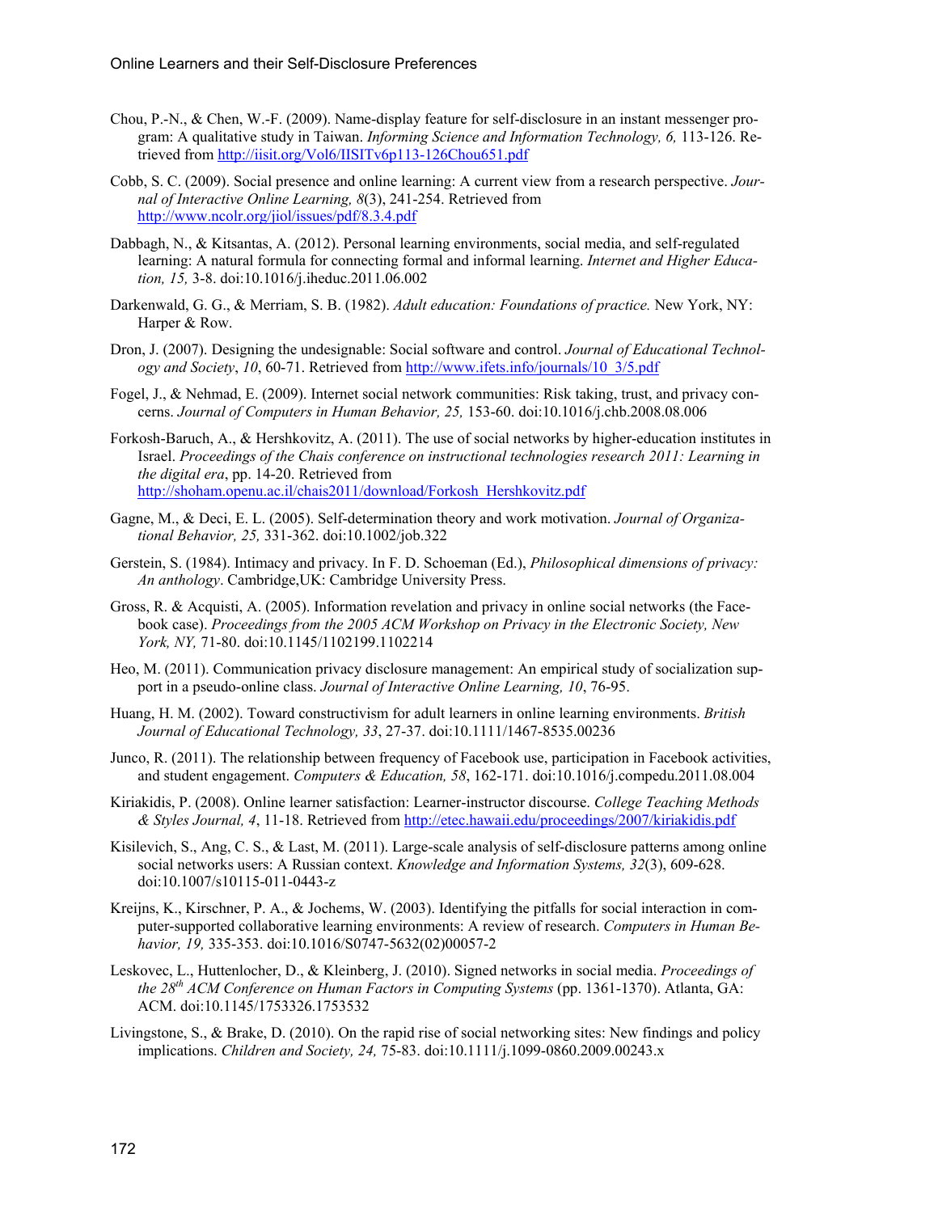Chou, P.-N., & Chen, W.-F. (2009). Name-display feature for self-disclosure in an instant messenger program: A qualitative study in Taiwan. *Informing Science and Information Technology, 6,* 113-126. Retrieved from http://iisit.org/Vol6/IISITv6p113-126Chou651.pdf

Cobb, S. C. (2009). Social presence and online learning: A current view from a research perspective. *Journal of Interactive Online Learning, 8*(3), 241-254. Retrieved from http://www.ncolr.org/jiol/issues/pdf/8.3.4.pdf

Dabbagh, N., & Kitsantas, A. (2012). Personal learning environments, social media, and self-regulated learning: A natural formula for connecting formal and informal learning. *Internet and Higher Education, 15,* 3-8. doi:10.1016/j.iheduc.2011.06.002

Darkenwald, G. G., & Merriam, S. B. (1982). *Adult education: Foundations of practice.* New York, NY: Harper & Row.

Dron, J. (2007). Designing the undesignable: Social software and control. *Journal of Educational Technology and Society*, *10*, 60-71. Retrieved from http://www.ifets.info/journals/10_3/5.pdf

Fogel, J., & Nehmad, E. (2009). Internet social network communities: Risk taking, trust, and privacy concerns. *Journal of Computers in Human Behavior, 25,* 153-60. doi:10.1016/j.chb.2008.08.006

Forkosh-Baruch, A., & Hershkovitz, A. (2011). The use of social networks by higher-education institutes in Israel. *Proceedings of the Chais conference on instructional technologies research 2011: Learning in the digital era*, pp. 14-20. Retrieved from http://shoham.openu.ac.il/chais2011/download/Forkosh_Hershkovitz.pdf

Gagne, M., & Deci, E. L. (2005). Self-determination theory and work motivation. *Journal of Organizational Behavior, 25,* 331-362. doi:10.1002/job.322

Gerstein, S. (1984). Intimacy and privacy. In F. D. Schoeman (Ed.), *Philosophical dimensions of privacy: An anthology*. Cambridge,UK: Cambridge University Press.

Gross, R. & Acquisti, A. (2005). Information revelation and privacy in online social networks (the Facebook case). *Proceedings from the 2005 ACM Workshop on Privacy in the Electronic Society, New York, NY,* 71-80. doi:10.1145/1102199.1102214

Heo, M. (2011). Communication privacy disclosure management: An empirical study of socialization support in a pseudo-online class. *Journal of Interactive Online Learning, 10*, 76-95.

Huang, H. M. (2002). Toward constructivism for adult learners in online learning environments. *British Journal of Educational Technology, 33*, 27-37. doi:10.1111/1467-8535.00236

Junco, R. (2011). The relationship between frequency of Facebook use, participation in Facebook activities, and student engagement. *Computers & Education, 58*, 162-171. doi:10.1016/j.compedu.2011.08.004

Kiriakidis, P. (2008). Online learner satisfaction: Learner-instructor discourse. *College Teaching Methods & Styles Journal, 4*, 11-18. Retrieved from http://etec.hawaii.edu/proceedings/2007/kiriakidis.pdf

Kisilevich, S., Ang, C. S., & Last, M. (2011). Large-scale analysis of self-disclosure patterns among online social networks users: A Russian context. *Knowledge and Information Systems, 32*(3), 609-628. doi:10.1007/s10115-011-0443-z

Kreijns, K., Kirschner, P. A., & Jochems, W. (2003). Identifying the pitfalls for social interaction in computer-supported collaborative learning environments: A review of research. *Computers in Human Behavior, 19,* 335-353. doi:10.1016/S0747-5632(02)00057-2

Leskovec, L., Huttenlocher, D., & Kleinberg, J. (2010). Signed networks in social media. *Proceedings of the 28th ACM Conference on Human Factors in Computing Systems* (pp. 1361-1370). Atlanta, GA: ACM. doi:10.1145/1753326.1753532

Livingstone, S., & Brake, D. (2010). On the rapid rise of social networking sites: New findings and policy implications. *Children and Society, 24,* 75-83. doi:10.1111/j.1099-0860.2009.00243.x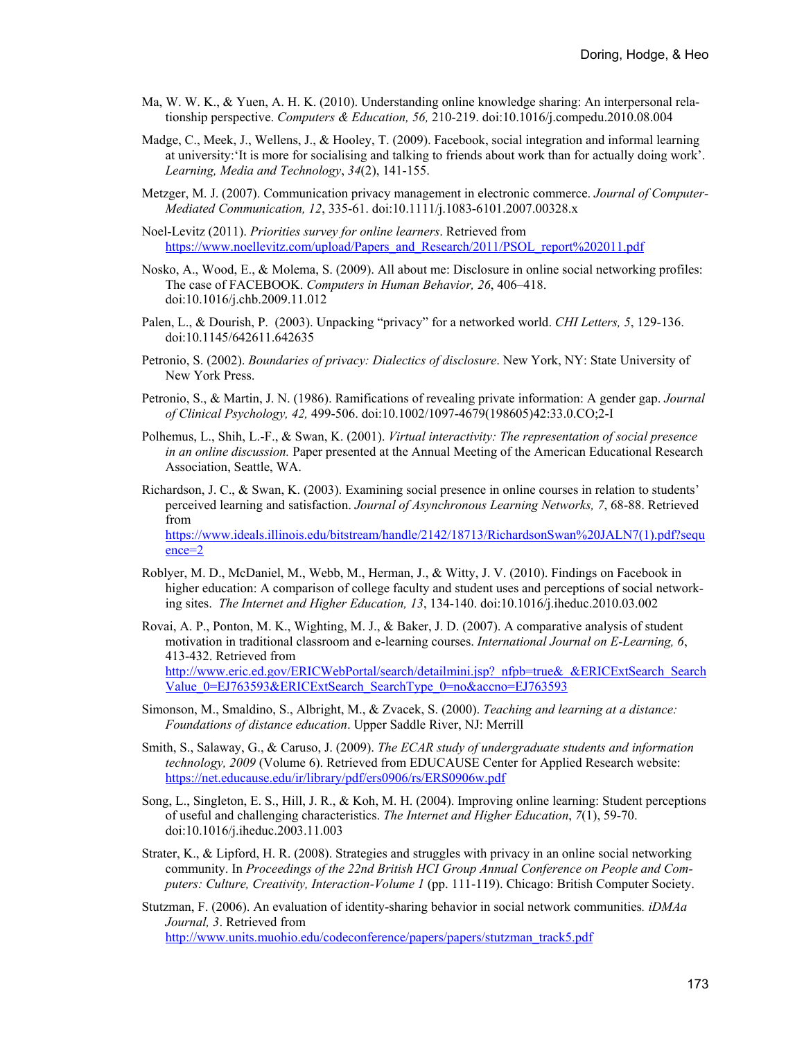Ma, W. W. K., & Yuen, A. H. K. (2010). Understanding online knowledge sharing: An interpersonal relationship perspective. *Computers & Education, 56,* 210-219. doi:10.1016/j.compedu.2010.08.004

Madge, C., Meek, J., Wellens, J., & Hooley, T. (2009). Facebook, social integration and informal learning at university:'It is more for socialising and talking to friends about work than for actually doing work'. *Learning, Media and Technology*, *34*(2), 141-155.

Metzger, M. J. (2007). Communication privacy management in electronic commerce. *Journal of Computer-Mediated Communication, 12*, 335-61. doi:10.1111/j.1083-6101.2007.00328.x

Noel-Levitz (2011). *Priorities survey for online learners*. Retrieved from https://www.noellevitz.com/upload/Papers_and_Research/2011/PSOL_report%202011.pdf

Nosko, A., Wood, E., & Molema, S. (2009). All about me: Disclosure in online social networking profiles: The case of FACEBOOK. *Computers in Human Behavior, 26*, 406–418. doi:10.1016/j.chb.2009.11.012

Palen, L., & Dourish, P. (2003). Unpacking "privacy" for a networked world. *CHI Letters, 5*, 129-136. doi:10.1145/642611.642635

Petronio, S. (2002). *Boundaries of privacy: Dialectics of disclosure*. New York, NY: State University of New York Press.

Petronio, S., & Martin, J. N. (1986). Ramifications of revealing private information: A gender gap. *Journal of Clinical Psychology, 42,* 499-506. doi:10.1002/1097-4679(198605)42:33.0.CO;2-I

Polhemus, L., Shih, L.-F., & Swan, K. (2001). *Virtual interactivity: The representation of social presence in an online discussion.* Paper presented at the Annual Meeting of the American Educational Research Association, Seattle, WA.

Richardson, J. C., & Swan, K. (2003). Examining social presence in online courses in relation to students' perceived learning and satisfaction. *Journal of Asynchronous Learning Networks, 7*, 68-88. Retrieved from https://www.ideals.illinois.edu/bitstream/handle/2142/18713/RichardsonSwan%20JALN7(1).pdf?sequence=2

Roblyer, M. D., McDaniel, M., Webb, M., Herman, J., & Witty, J. V. (2010). Findings on Facebook in higher education: A comparison of college faculty and student uses and perceptions of social networking sites. *The Internet and Higher Education, 13*, 134-140. doi:10.1016/j.iheduc.2010.03.002

Rovai, A. P., Ponton, M. K., Wighting, M. J., & Baker, J. D. (2007). A comparative analysis of student motivation in traditional classroom and e-learning courses. *International Journal on E-Learning, 6*, 413-432. Retrieved from http://www.eric.ed.gov/ERICWebPortal/search/detailmini.jsp?_nfpb=true&_&ERICExtSearch_SearchValue_0=EJ763593&ERICExtSearch_SearchType_0=no&accno=EJ763593

Simonson, M., Smaldino, S., Albright, M., & Zvacek, S. (2000). *Teaching and learning at a distance: Foundations of distance education*. Upper Saddle River, NJ: Merrill

Smith, S., Salaway, G., & Caruso, J. (2009). *The ECAR study of undergraduate students and information technology, 2009* (Volume 6). Retrieved from EDUCAUSE Center for Applied Research website: https://net.educause.edu/ir/library/pdf/ers0906/rs/ERS0906w.pdf

Song, L., Singleton, E. S., Hill, J. R., & Koh, M. H. (2004). Improving online learning: Student perceptions of useful and challenging characteristics. *The Internet and Higher Education*, *7*(1), 59-70. doi:10.1016/j.iheduc.2003.11.003

Strater, K., & Lipford, H. R. (2008). Strategies and struggles with privacy in an online social networking community. In *Proceedings of the 22nd British HCI Group Annual Conference on People and Computers: Culture, Creativity, Interaction-Volume 1* (pp. 111-119). Chicago: British Computer Society.

Stutzman, F. (2006). An evaluation of identity-sharing behavior in social network communities*. iDMAa Journal, 3*. Retrieved from http://www.units.muohio.edu/codeconference/papers/papers/stutzman_track5.pdf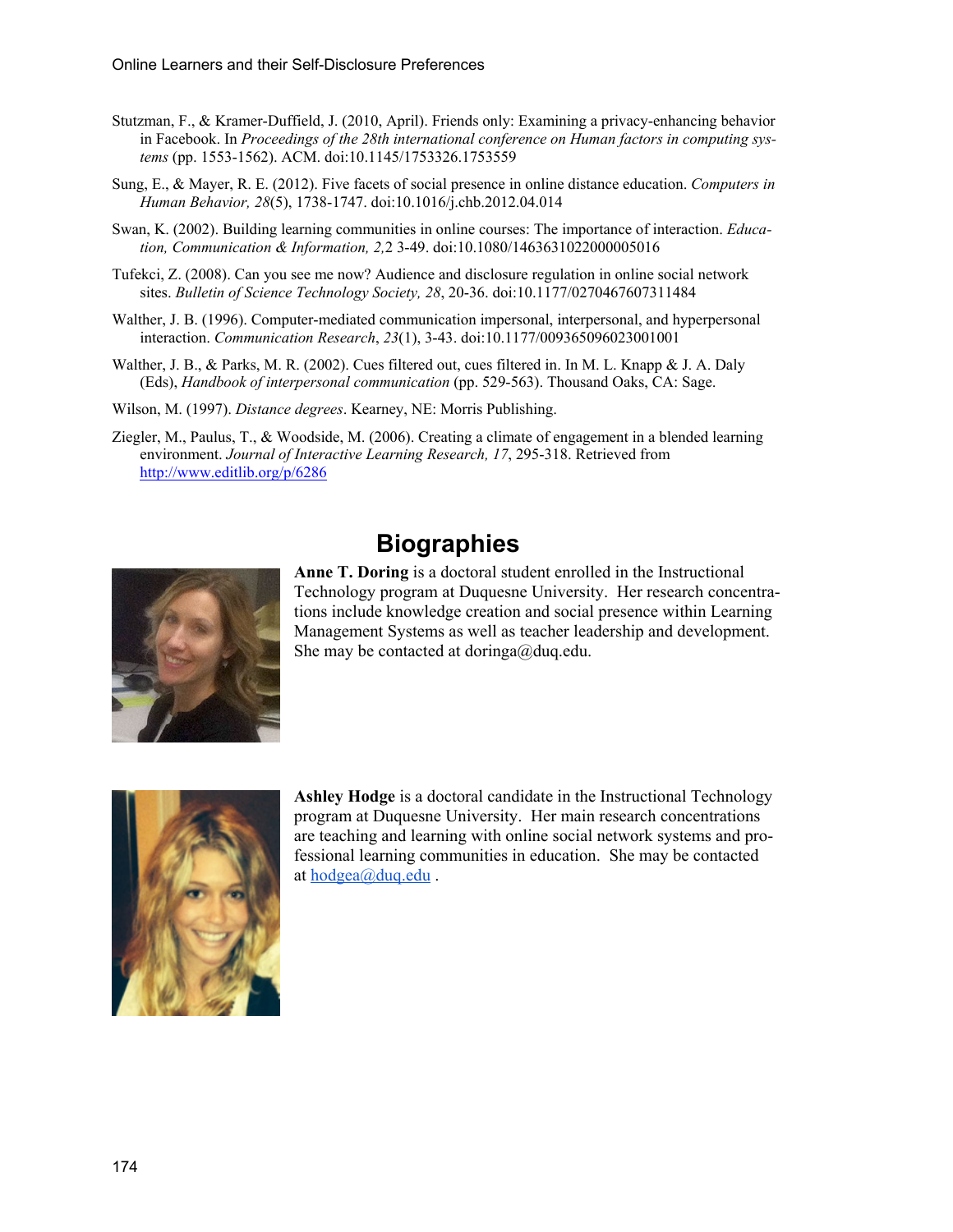Stutzman, F., & Kramer-Duffield, J. (2010, April). Friends only: Examining a privacy-enhancing behavior in Facebook. In *Proceedings of the 28th international conference on Human factors in computing systems* (pp. 1553-1562). ACM. doi:10.1145/1753326.1753559

Sung, E., & Mayer, R. E. (2012). Five facets of social presence in online distance education. *Computers in Human Behavior, 28*(5), 1738-1747. doi:10.1016/j.chb.2012.04.014

Swan, K. (2002). Building learning communities in online courses: The importance of interaction. *Education, Communication & Information, 2,*2 3-49. doi:10.1080/1463631022000005016

Tufekci, Z. (2008). Can you see me now? Audience and disclosure regulation in online social network sites. *Bulletin of Science Technology Society, 28*, 20-36. doi:10.1177/0270467607311484

Walther, J. B. (1996). Computer-mediated communication impersonal, interpersonal, and hyperpersonal interaction. *Communication Research*, *23*(1), 3-43. doi:10.1177/009365096023001001

Walther, J. B., & Parks, M. R. (2002). Cues filtered out, cues filtered in. In M. L. Knapp & J. A. Daly (Eds), *Handbook of interpersonal communication* (pp. 529-563). Thousand Oaks, CA: Sage.

Wilson, M. (1997). *Distance degrees*. Kearney, NE: Morris Publishing.

Ziegler, M., Paulus, T., & Woodside, M. (2006). Creating a climate of engagement in a blended learning environment. *Journal of Interactive Learning Research, 17*, 295-318. Retrieved from http://www.editlib.org/p/6286

# Biographies

**Anne T. Doring** is a doctoral student enrolled in the Instructional Technology program at Duquesne University. Her research concentrations include knowledge creation and social presence within Learning Management Systems as well as teacher leadership and development. She may be contacted at doringa@duq.edu.

**Ashley Hodge** is a doctoral candidate in the Instructional Technology program at Duquesne University. Her main research concentrations are teaching and learning with online social network systems and professional learning communities in education. She may be contacted at hodgea@duq.edu .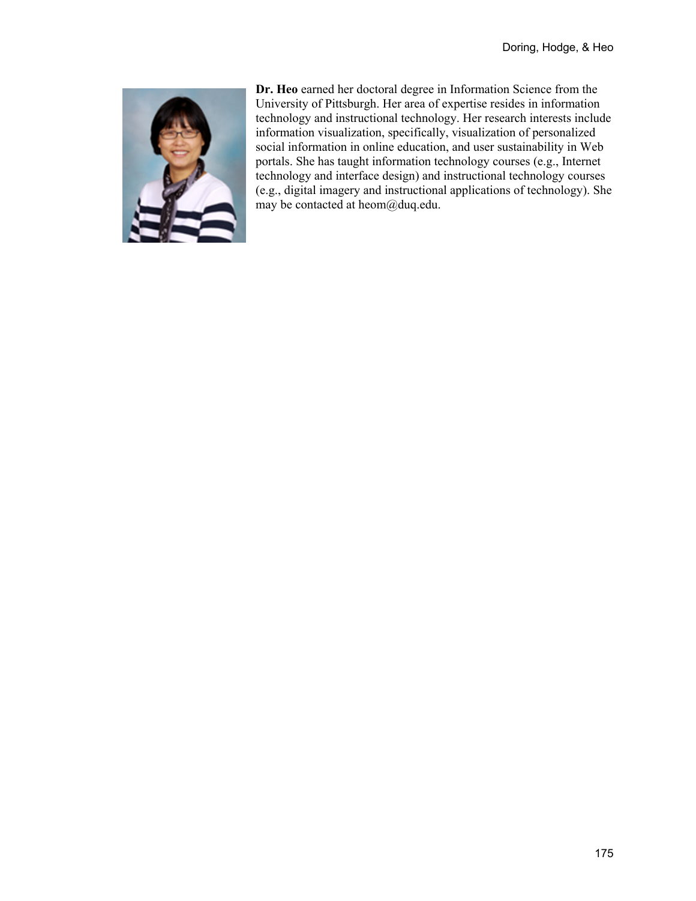**Dr. Heo** earned her doctoral degree in Information Science from the University of Pittsburgh. Her area of expertise resides in information technology and instructional technology. Her research interests include information visualization, specifically, visualization of personalized social information in online education, and user sustainability in Web portals. She has taught information technology courses (e.g., Internet technology and interface design) and instructional technology courses (e.g., digital imagery and instructional applications of technology). She may be contacted at heom@duq.edu.